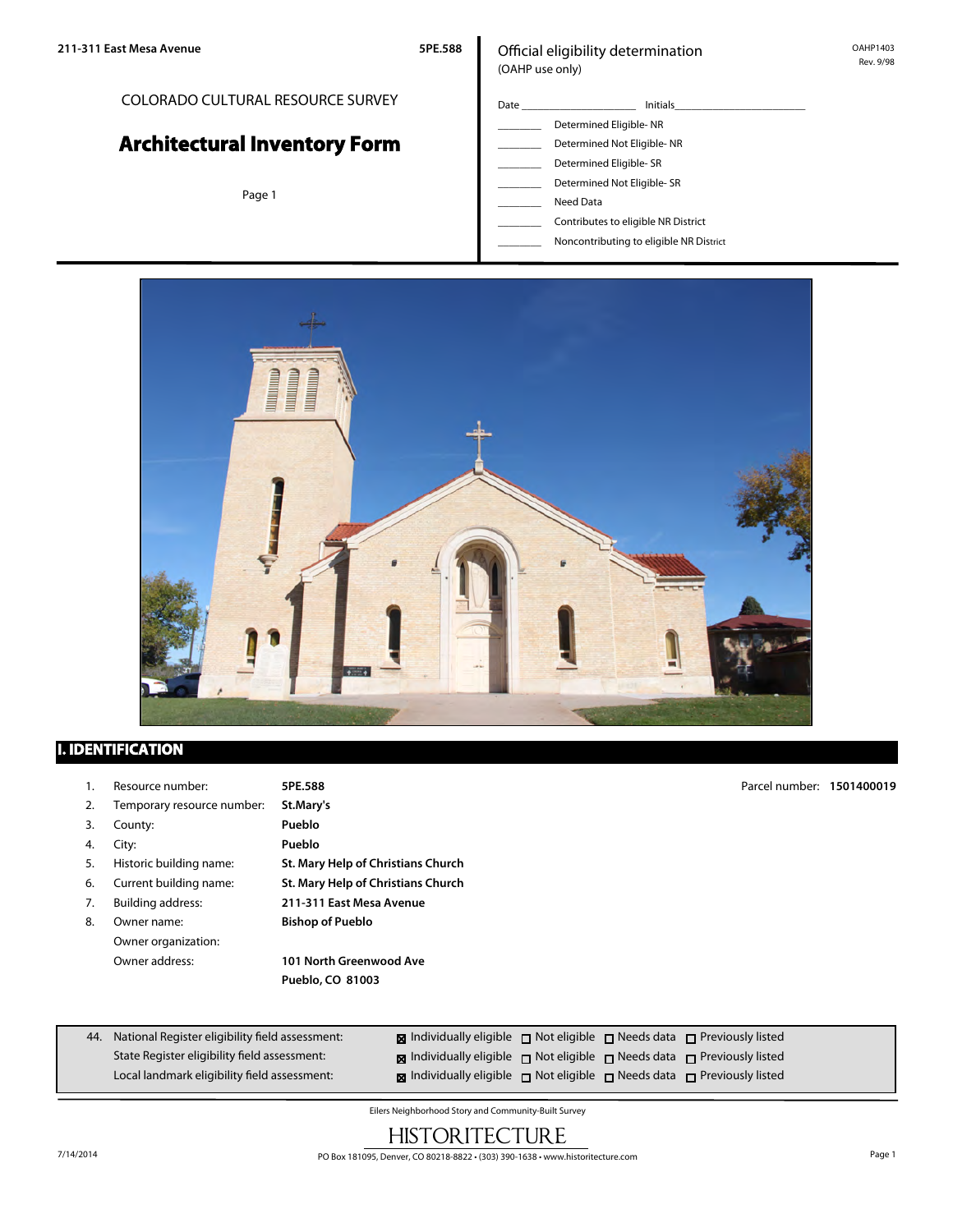211-311 East Mesa Avenue 5PE.588

COLORADO CULTURAL RESOURCE SURVEY

# Architectural Inventory Form

Official eligibility determination
(OAHP use only)

OAHP1403
Rev. 9/98

Date ____________________ Initials______________________

________ Determined Eligible- NR
________ Determined Not Eligible- NR
________ Determined Eligible- SR
________ Determined Not Eligible- SR
________ Need Data
________ Contributes to eligible NR District
________ Noncontributing to eligible NR District

## I. IDENTIFICATION

| | | |
|---|---|---|
| 1. | Resource number: | **5PE.588** |
| 2. | Temporary resource number: | **St.Mary's** |
| 3. | County: | **Pueblo** |
| 4. | City: | **Pueblo** |
| 5. | Historic building name: | **St. Mary Help of Christians Church** |
| 6. | Current building name: | **St. Mary Help of Christians Church** |
| 7. | Building address: | **211-311 East Mesa Avenue** |
| 8. | Owner name: | **Bishop of Pueblo** |
| | Owner organization: | |
| | Owner address: | **101 North Greenwood Ave** <br> **Pueblo, CO 81003** |

Parcel number: **1501400019**

44. National Register eligibility field assessment: ☒ Individually eligible ☐ Not eligible ☐ Needs data ☐ Previously listed
State Register eligibility field assessment: ☒ Individually eligible ☐ Not eligible ☐ Needs data ☐ Previously listed
Local landmark eligibility field assessment: ☒ Individually eligible ☐ Not eligible ☐ Needs data ☐ Previously listed

Eilers Neighborhood Story and Community-Built Survey

HISTORITECTURE
PO Box 181095, Denver, CO 80218-8822 • (303) 390-1638 • www.historitecture.com

7/14/2014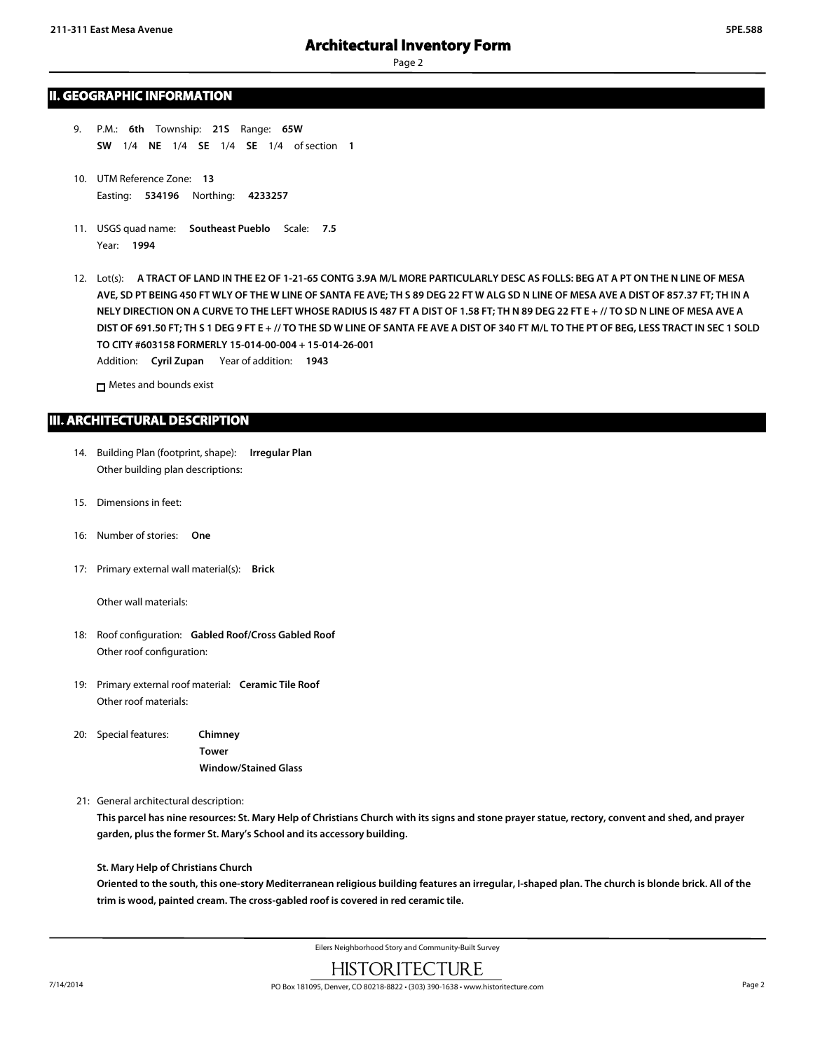## II. GEOGRAPHIC INFORMATION

9. P.M.: **6th** Township: **21S** Range: **65W**
   **SW** 1/4 **NE** 1/4 **SE** 1/4 **SE** 1/4 of section **1**

10. UTM Reference Zone: **13**
    Easting: **534196** Northing: **4233257**

11. USGS quad name: **Southeast Pueblo** Scale: **7.5**
    Year: **1994**

12. Lot(s): **A TRACT OF LAND IN THE E2 OF 1-21-65 CONTG 3.9A M/L MORE PARTICULARLY DESC AS FOLLS: BEG AT A PT ON THE N LINE OF MESA AVE, SD PT BEING 450 FT WLY OF THE W LINE OF SANTA FE AVE; TH S 89 DEG 22 FT W ALG SD N LINE OF MESA AVE A DIST OF 857.37 FT; TH IN A NELY DIRECTION ON A CURVE TO THE LEFT WHOSE RADIUS IS 487 FT A DIST OF 1.58 FT; TH N 89 DEG 22 FT E + // TO SD N LINE OF MESA AVE A DIST OF 691.50 FT; TH S 1 DEG 9 FT E + // TO THE SD W LINE OF SANTA FE AVE A DIST OF 340 FT M/L TO THE PT OF BEG, LESS TRACT IN SEC 1 SOLD TO CITY #603158 FORMERLY 15-014-00-004 + 15-014-26-001**
    Addition: **Cyril Zupan** Year of addition: **1943**

    ☐ Metes and bounds exist

## III. ARCHITECTURAL DESCRIPTION

14. Building Plan (footprint, shape): **Irregular Plan**
    Other building plan descriptions:

15. Dimensions in feet:

16: Number of stories: **One**

17: Primary external wall material(s): **Brick**

    Other wall materials:

18: Roof configuration: **Gabled Roof/Cross Gabled Roof**
    Other roof configuration:

19: Primary external roof material: **Ceramic Tile Roof**
    Other roof materials:

20: Special features: **Chimney**
    **Tower**
    **Window/Stained Glass**

21: General architectural description:
    **This parcel has nine resources: St. Mary Help of Christians Church with its signs and stone prayer statue, rectory, convent and shed, and prayer garden, plus the former St. Mary's School and its accessory building.**

    **St. Mary Help of Christians Church**
    **Oriented to the south, this one-story Mediterranean religious building features an irregular, I-shaped plan. The church is blonde brick. All of the trim is wood, painted cream. The cross-gabled roof is covered in red ceramic tile.**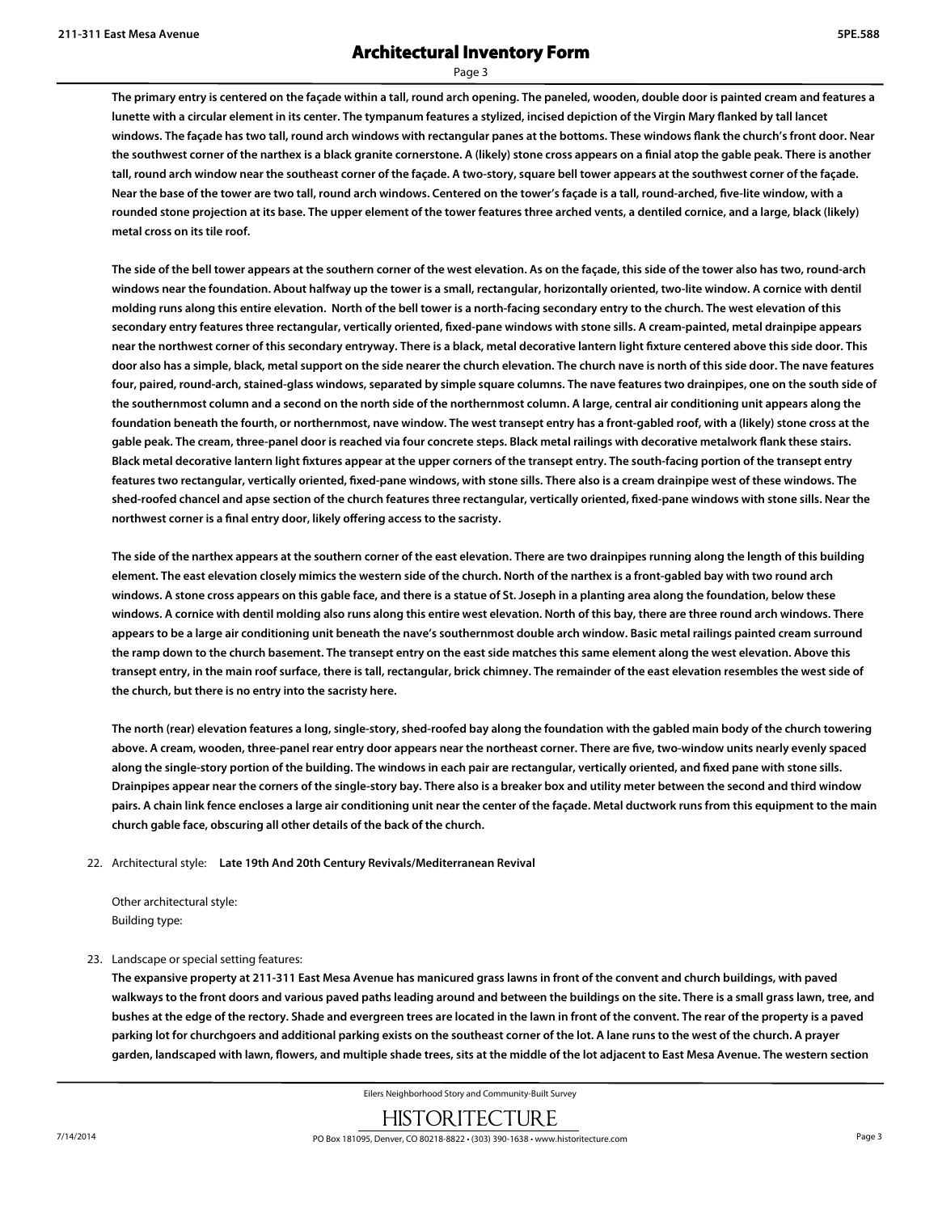The primary entry is centered on the façade within a tall, round arch opening. The paneled, wooden, double door is painted cream and features a lunette with a circular element in its center. The tympanum features a stylized, incised depiction of the Virgin Mary flanked by tall lancet windows. The façade has two tall, round arch windows with rectangular panes at the bottoms. These windows flank the church's front door. Near the southwest corner of the narthex is a black granite cornerstone. A (likely) stone cross appears on a finial atop the gable peak. There is another tall, round arch window near the southeast corner of the façade. A two-story, square bell tower appears at the southwest corner of the façade. Near the base of the tower are two tall, round arch windows. Centered on the tower's façade is a tall, round-arched, five-lite window, with a rounded stone projection at its base. The upper element of the tower features three arched vents, a dentiled cornice, and a large, black (likely) metal cross on its tile roof.

The side of the bell tower appears at the southern corner of the west elevation. As on the façade, this side of the tower also has two, round-arch windows near the foundation. About halfway up the tower is a small, rectangular, horizontally oriented, two-lite window. A cornice with dentil molding runs along this entire elevation. North of the bell tower is a north-facing secondary entry to the church. The west elevation of this secondary entry features three rectangular, vertically oriented, fixed-pane windows with stone sills. A cream-painted, metal drainpipe appears near the northwest corner of this secondary entryway. There is a black, metal decorative lantern light fixture centered above this side door. This door also has a simple, black, metal support on the side nearer the church elevation. The church nave is north of this side door. The nave features four, paired, round-arch, stained-glass windows, separated by simple square columns. The nave features two drainpipes, one on the south side of the southernmost column and a second on the north side of the northernmost column. A large, central air conditioning unit appears along the foundation beneath the fourth, or northernmost, nave window. The west transept entry has a front-gabled roof, with a (likely) stone cross at the gable peak. The cream, three-panel door is reached via four concrete steps. Black metal railings with decorative metalwork flank these stairs. Black metal decorative lantern light fixtures appear at the upper corners of the transept entry. The south-facing portion of the transept entry features two rectangular, vertically oriented, fixed-pane windows, with stone sills. There also is a cream drainpipe west of these windows. The shed-roofed chancel and apse section of the church features three rectangular, vertically oriented, fixed-pane windows with stone sills. Near the northwest corner is a final entry door, likely offering access to the sacristy.

The side of the narthex appears at the southern corner of the east elevation. There are two drainpipes running along the length of this building element. The east elevation closely mimics the western side of the church. North of the narthex is a front-gabled bay with two round arch windows. A stone cross appears on this gable face, and there is a statue of St. Joseph in a planting area along the foundation, below these windows. A cornice with dentil molding also runs along this entire west elevation. North of this bay, there are three round arch windows. There appears to be a large air conditioning unit beneath the nave's southernmost double arch window. Basic metal railings painted cream surround the ramp down to the church basement. The transept entry on the east side matches this same element along the west elevation. Above this transept entry, in the main roof surface, there is tall, rectangular, brick chimney. The remainder of the east elevation resembles the west side of the church, but there is no entry into the sacristy here.

The north (rear) elevation features a long, single-story, shed-roofed bay along the foundation with the gabled main body of the church towering above. A cream, wooden, three-panel rear entry door appears near the northeast corner. There are five, two-window units nearly evenly spaced along the single-story portion of the building. The windows in each pair are rectangular, vertically oriented, and fixed pane with stone sills. Drainpipes appear near the corners of the single-story bay. There also is a breaker box and utility meter between the second and third window pairs. A chain link fence encloses a large air conditioning unit near the center of the façade. Metal ductwork runs from this equipment to the main church gable face, obscuring all other details of the back of the church.

22. Architectural style: **Late 19th And 20th Century Revivals/Mediterranean Revival**

    Other architectural style:
    Building type:

23. Landscape or special setting features:
    **The expansive property at 211-311 East Mesa Avenue has manicured grass lawns in front of the convent and church buildings, with paved walkways to the front doors and various paved paths leading around and between the buildings on the site. There is a small grass lawn, tree, and bushes at the edge of the rectory. Shade and evergreen trees are located in the lawn in front of the convent. The rear of the property is a paved parking lot for churchgoers and additional parking exists on the southeast corner of the lot. A lane runs to the west of the church. A prayer garden, landscaped with lawn, flowers, and multiple shade trees, sits at the middle of the lot adjacent to East Mesa Avenue. The western section**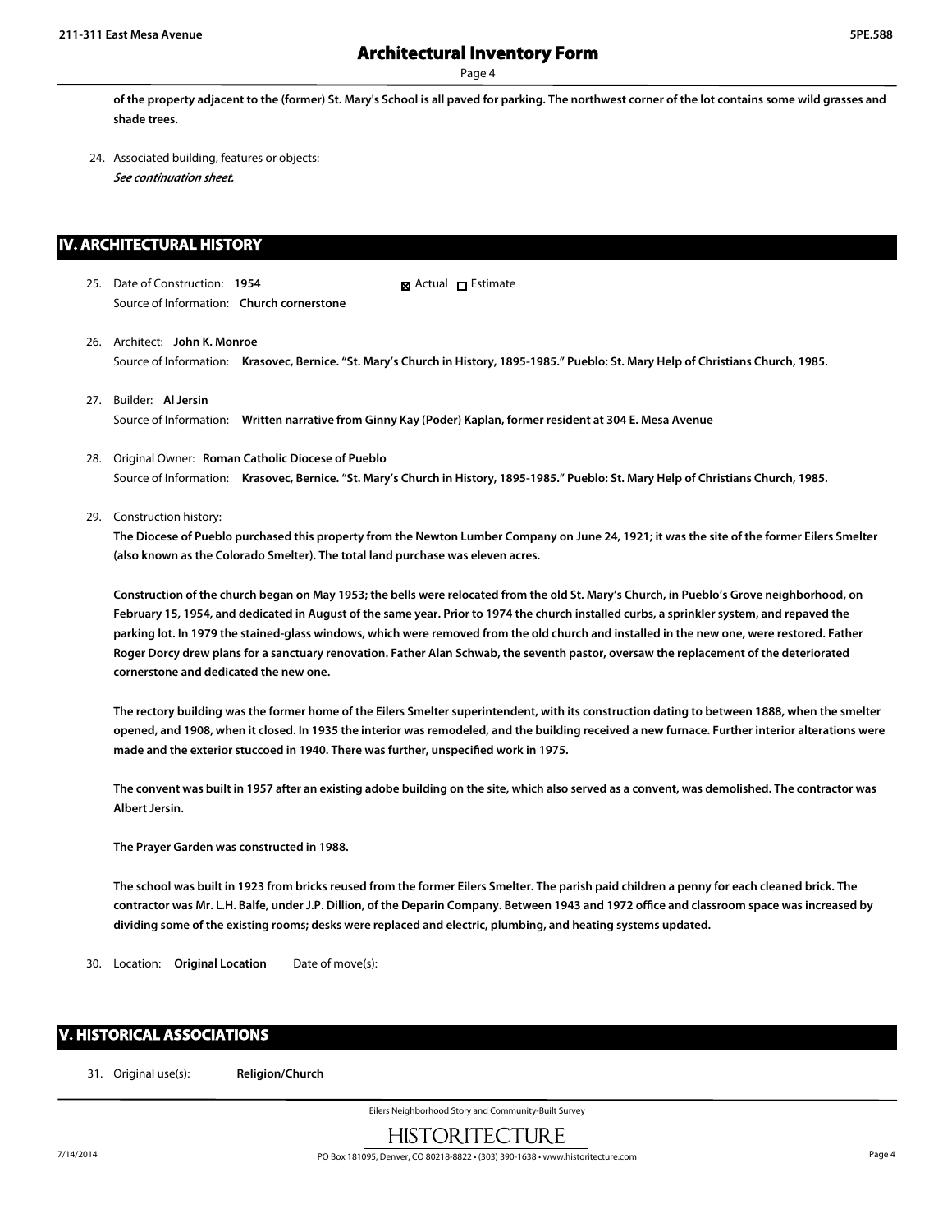**of the property adjacent to the (former) St. Mary's School is all paved for parking. The northwest corner of the lot contains some wild grasses and shade trees.**

24. Associated building, features or objects:
 ***See continuation sheet.***

## IV. ARCHITECTURAL HISTORY

25. Date of Construction: **1954** ☒ Actual ☐ Estimate
 Source of Information: **Church cornerstone**

26. Architect: **John K. Monroe**
 Source of Information: **Krasovec, Bernice. "St. Mary's Church in History, 1895-1985." Pueblo: St. Mary Help of Christians Church, 1985.**

27. Builder: **Al Jersin**
 Source of Information: **Written narrative from Ginny Kay (Poder) Kaplan, former resident at 304 E. Mesa Avenue**

28. Original Owner: **Roman Catholic Diocese of Pueblo**
 Source of Information: **Krasovec, Bernice. "St. Mary's Church in History, 1895-1985." Pueblo: St. Mary Help of Christians Church, 1985.**

29. Construction history:

 **The Diocese of Pueblo purchased this property from the Newton Lumber Company on June 24, 1921; it was the site of the former Eilers Smelter (also known as the Colorado Smelter). The total land purchase was eleven acres.**

 **Construction of the church began on May 1953; the bells were relocated from the old St. Mary's Church, in Pueblo's Grove neighborhood, on February 15, 1954, and dedicated in August of the same year. Prior to 1974 the church installed curbs, a sprinkler system, and repaved the parking lot. In 1979 the stained-glass windows, which were removed from the old church and installed in the new one, were restored. Father Roger Dorcy drew plans for a sanctuary renovation. Father Alan Schwab, the seventh pastor, oversaw the replacement of the deteriorated cornerstone and dedicated the new one.**

 **The rectory building was the former home of the Eilers Smelter superintendent, with its construction dating to between 1888, when the smelter opened, and 1908, when it closed. In 1935 the interior was remodeled, and the building received a new furnace. Further interior alterations were made and the exterior stuccoed in 1940. There was further, unspecified work in 1975.**

 **The convent was built in 1957 after an existing adobe building on the site, which also served as a convent, was demolished. The contractor was Albert Jersin.**

 **The Prayer Garden was constructed in 1988.**

 **The school was built in 1923 from bricks reused from the former Eilers Smelter. The parish paid children a penny for each cleaned brick. The contractor was Mr. L.H. Balfe, under J.P. Dillion, of the Deparin Company. Between 1943 and 1972 office and classroom space was increased by dividing some of the existing rooms; desks were replaced and electric, plumbing, and heating systems updated.**

30. Location: **Original Location** Date of move(s):

## V. HISTORICAL ASSOCIATIONS

31. Original use(s): **Religion/Church**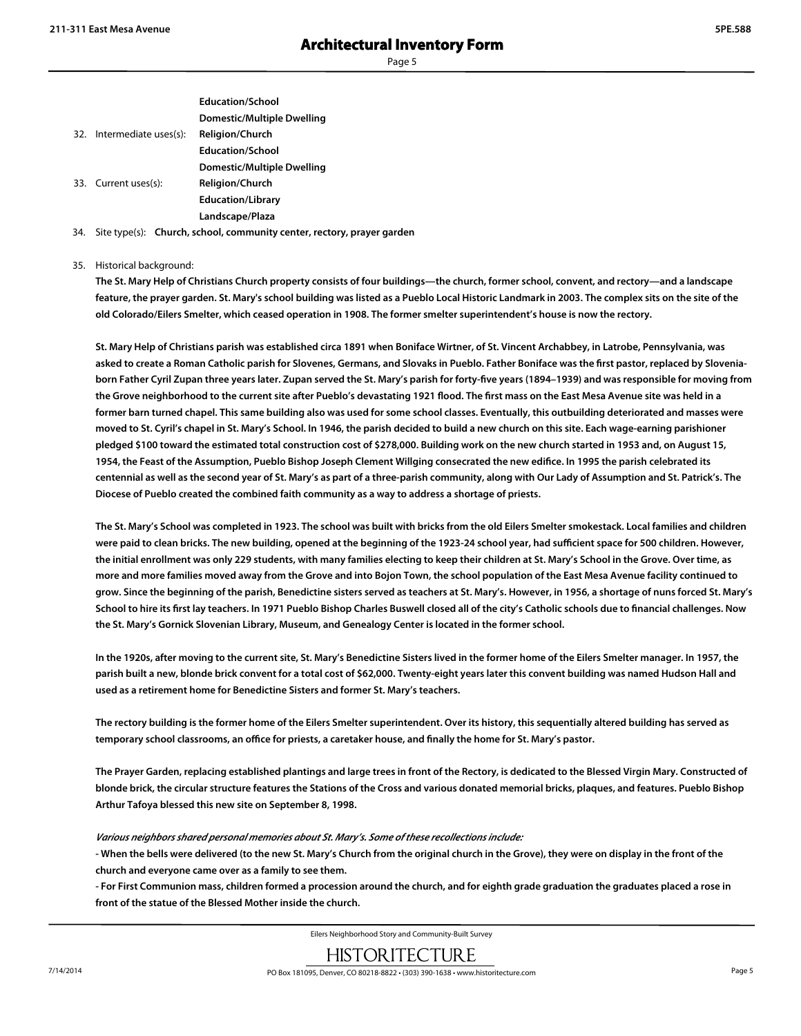Education/School
Domestic/Multiple Dwelling

32. Intermediate uses(s): **Religion/Church**
**Education/School**
**Domestic/Multiple Dwelling**

33. Current uses(s): **Religion/Church**
**Education/Library**
**Landscape/Plaza**

34. Site type(s): **Church, school, community center, rectory, prayer garden**

35. Historical background:

**The St. Mary Help of Christians Church property consists of four buildings—the church, former school, convent, and rectory—and a landscape feature, the prayer garden. St. Mary's school building was listed as a Pueblo Local Historic Landmark in 2003. The complex sits on the site of the old Colorado/Eilers Smelter, which ceased operation in 1908. The former smelter superintendent's house is now the rectory.**

**St. Mary Help of Christians parish was established circa 1891 when Boniface Wirtner, of St. Vincent Archabbey, in Latrobe, Pennsylvania, was asked to create a Roman Catholic parish for Slovenes, Germans, and Slovaks in Pueblo. Father Boniface was the first pastor, replaced by Slovenia-born Father Cyril Zupan three years later. Zupan served the St. Mary's parish for forty-five years (1894–1939) and was responsible for moving from the Grove neighborhood to the current site after Pueblo's devastating 1921 flood. The first mass on the East Mesa Avenue site was held in a former barn turned chapel. This same building also was used for some school classes. Eventually, this outbuilding deteriorated and masses were moved to St. Cyril's chapel in St. Mary's School. In 1946, the parish decided to build a new church on this site. Each wage-earning parishioner pledged $100 toward the estimated total construction cost of $278,000. Building work on the new church started in 1953 and, on August 15, 1954, the Feast of the Assumption, Pueblo Bishop Joseph Clement Willging consecrated the new edifice. In 1995 the parish celebrated its centennial as well as the second year of St. Mary's as part of a three-parish community, along with Our Lady of Assumption and St. Patrick's. The Diocese of Pueblo created the combined faith community as a way to address a shortage of priests.**

**The St. Mary's School was completed in 1923. The school was built with bricks from the old Eilers Smelter smokestack. Local families and children were paid to clean bricks. The new building, opened at the beginning of the 1923-24 school year, had sufficient space for 500 children. However, the initial enrollment was only 229 students, with many families electing to keep their children at St. Mary's School in the Grove. Over time, as more and more families moved away from the Grove and into Bojon Town, the school population of the East Mesa Avenue facility continued to grow. Since the beginning of the parish, Benedictine sisters served as teachers at St. Mary's. However, in 1956, a shortage of nuns forced St. Mary's School to hire its first lay teachers. In 1971 Pueblo Bishop Charles Buswell closed all of the city's Catholic schools due to financial challenges. Now the St. Mary's Gornick Slovenian Library, Museum, and Genealogy Center is located in the former school.**

**In the 1920s, after moving to the current site, St. Mary's Benedictine Sisters lived in the former home of the Eilers Smelter manager. In 1957, the parish built a new, blonde brick convent for a total cost of $62,000. Twenty-eight years later this convent building was named Hudson Hall and used as a retirement home for Benedictine Sisters and former St. Mary's teachers.**

**The rectory building is the former home of the Eilers Smelter superintendent. Over its history, this sequentially altered building has served as temporary school classrooms, an office for priests, a caretaker house, and finally the home for St. Mary's pastor.**

**The Prayer Garden, replacing established plantings and large trees in front of the Rectory, is dedicated to the Blessed Virgin Mary. Constructed of blonde brick, the circular structure features the Stations of the Cross and various donated memorial bricks, plaques, and features. Pueblo Bishop Arthur Tafoya blessed this new site on September 8, 1998.**

***Various neighbors shared personal memories about St. Mary's. Some of these recollections include:***

**- When the bells were delivered (to the new St. Mary's Church from the original church in the Grove), they were on display in the front of the church and everyone came over as a family to see them.**

**- For First Communion mass, children formed a procession around the church, and for eighth grade graduation the graduates placed a rose in front of the statue of the Blessed Mother inside the church.**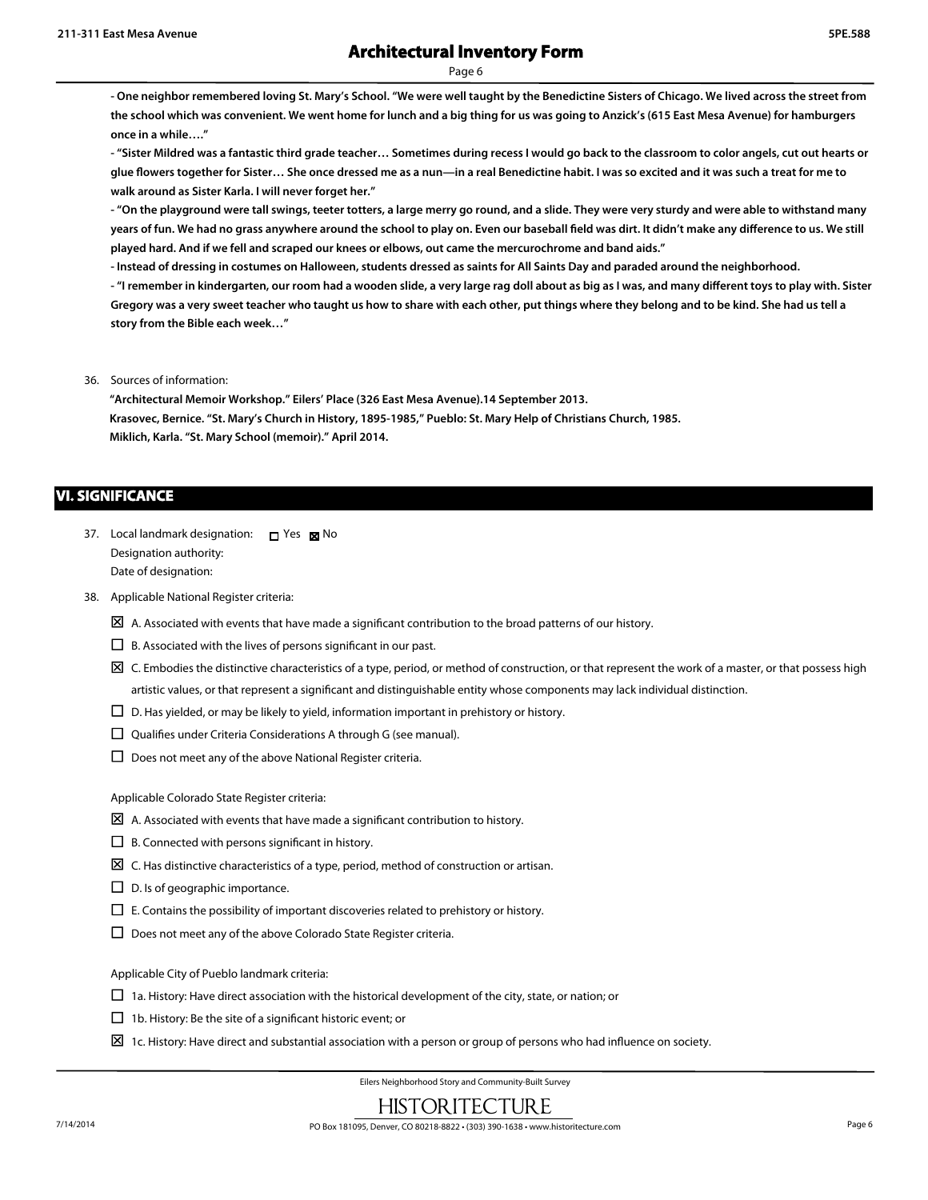**- One neighbor remembered loving St. Mary's School. "We were well taught by the Benedictine Sisters of Chicago. We lived across the street from the school which was convenient. We went home for lunch and a big thing for us was going to Anzick's (615 East Mesa Avenue) for hamburgers once in a while…."**

**- "Sister Mildred was a fantastic third grade teacher… Sometimes during recess I would go back to the classroom to color angels, cut out hearts or glue flowers together for Sister… She once dressed me as a nun—in a real Benedictine habit. I was so excited and it was such a treat for me to walk around as Sister Karla. I will never forget her."**

**- "On the playground were tall swings, teeter totters, a large merry go round, and a slide. They were very sturdy and were able to withstand many years of fun. We had no grass anywhere around the school to play on. Even our baseball field was dirt. It didn't make any difference to us. We still played hard. And if we fell and scraped our knees or elbows, out came the mercurochrome and band aids."**

**- Instead of dressing in costumes on Halloween, students dressed as saints for All Saints Day and paraded around the neighborhood.**

**- "I remember in kindergarten, our room had a wooden slide, a very large rag doll about as big as I was, and many different toys to play with. Sister Gregory was a very sweet teacher who taught us how to share with each other, put things where they belong and to be kind. She had us tell a story from the Bible each week…"**

36. Sources of information:

**"Architectural Memoir Workshop." Eilers' Place (326 East Mesa Avenue).14 September 2013.**
**Krasovec, Bernice. "St. Mary's Church in History, 1895-1985," Pueblo: St. Mary Help of Christians Church, 1985.**
**Miklich, Karla. "St. Mary School (memoir)." April 2014.**

## VI. SIGNIFICANCE

37. Local landmark designation: ☐ Yes ☒ No
Designation authority:
Date of designation:

38. Applicable National Register criteria:

- ☒ A. Associated with events that have made a significant contribution to the broad patterns of our history.
- ☐ B. Associated with the lives of persons significant in our past.
- ☒ C. Embodies the distinctive characteristics of a type, period, or method of construction, or that represent the work of a master, or that possess high artistic values, or that represent a significant and distinguishable entity whose components may lack individual distinction.
- ☐ D. Has yielded, or may be likely to yield, information important in prehistory or history.
- ☐ Qualifies under Criteria Considerations A through G (see manual).
- ☐ Does not meet any of the above National Register criteria.

Applicable Colorado State Register criteria:

- ☒ A. Associated with events that have made a significant contribution to history.
- ☐ B. Connected with persons significant in history.
- ☒ C. Has distinctive characteristics of a type, period, method of construction or artisan.
- ☐ D. Is of geographic importance.
- ☐ E. Contains the possibility of important discoveries related to prehistory or history.
- ☐ Does not meet any of the above Colorado State Register criteria.

Applicable City of Pueblo landmark criteria:

- ☐ 1a. History: Have direct association with the historical development of the city, state, or nation; or
- ☐ 1b. History: Be the site of a significant historic event; or
- ☒ 1c. History: Have direct and substantial association with a person or group of persons who had influence on society.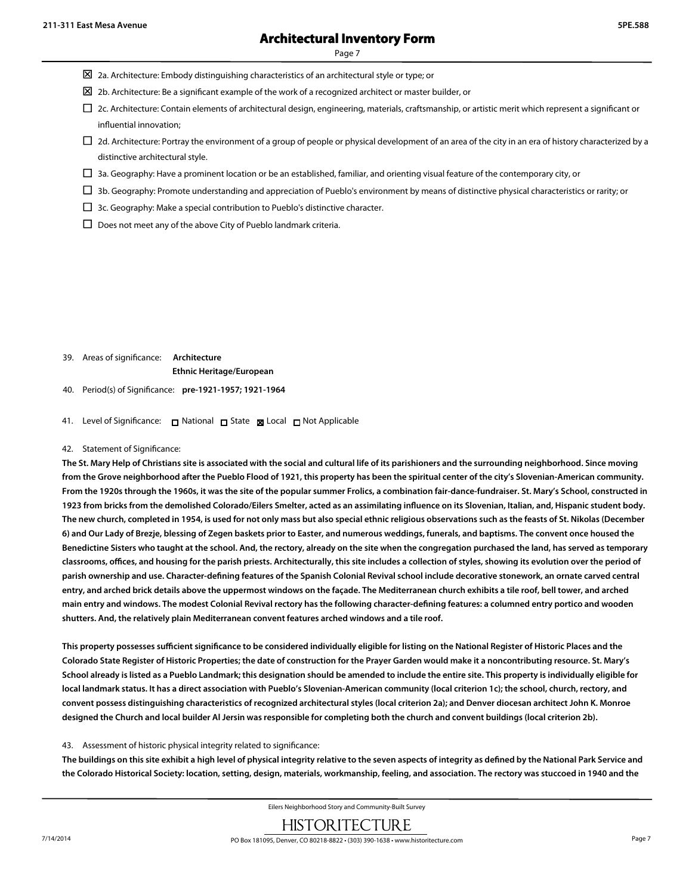- ☒ 2a. Architecture: Embody distinguishing characteristics of an architectural style or type; or
- ☒ 2b. Architecture: Be a significant example of the work of a recognized architect or master builder, or
- ☐ 2c. Architecture: Contain elements of architectural design, engineering, materials, craftsmanship, or artistic merit which represent a significant or influential innovation;
- ☐ 2d. Architecture: Portray the environment of a group of people or physical development of an area of the city in an era of history characterized by a distinctive architectural style.
- ☐ 3a. Geography: Have a prominent location or be an established, familiar, and orienting visual feature of the contemporary city, or
- ☐ 3b. Geography: Promote understanding and appreciation of Pueblo's environment by means of distinctive physical characteristics or rarity; or
- ☐ 3c. Geography: Make a special contribution to Pueblo's distinctive character.
- ☐ Does not meet any of the above City of Pueblo landmark criteria.

39. Areas of significance: **Architecture**
**Ethnic Heritage/European**

40. Period(s) of Significance: **pre-1921-1957; 1921-1964**

41. Level of Significance: ☐ National ☐ State ☒ Local ☐ Not Applicable

42. Statement of Significance:

**The St. Mary Help of Christians site is associated with the social and cultural life of its parishioners and the surrounding neighborhood. Since moving from the Grove neighborhood after the Pueblo Flood of 1921, this property has been the spiritual center of the city's Slovenian-American community. From the 1920s through the 1960s, it was the site of the popular summer Frolics, a combination fair-dance-fundraiser. St. Mary's School, constructed in 1923 from bricks from the demolished Colorado/Eilers Smelter, acted as an assimilating influence on its Slovenian, Italian, and, Hispanic student body. The new church, completed in 1954, is used for not only mass but also special ethnic religious observations such as the feasts of St. Nikolas (December 6) and Our Lady of Brezje, blessing of Zegen baskets prior to Easter, and numerous weddings, funerals, and baptisms. The convent once housed the Benedictine Sisters who taught at the school. And, the rectory, already on the site when the congregation purchased the land, has served as temporary classrooms, offices, and housing for the parish priests. Architecturally, this site includes a collection of styles, showing its evolution over the period of parish ownership and use. Character-defining features of the Spanish Colonial Revival school include decorative stonework, an ornate carved central entry, and arched brick details above the uppermost windows on the façade. The Mediterranean church exhibits a tile roof, bell tower, and arched main entry and windows. The modest Colonial Revival rectory has the following character-defining features: a columned entry portico and wooden shutters. And, the relatively plain Mediterranean convent features arched windows and a tile roof.**

**This property possesses sufficient significance to be considered individually eligible for listing on the National Register of Historic Places and the Colorado State Register of Historic Properties; the date of construction for the Prayer Garden would make it a noncontributing resource. St. Mary's School already is listed as a Pueblo Landmark; this designation should be amended to include the entire site. This property is individually eligible for local landmark status. It has a direct association with Pueblo's Slovenian-American community (local criterion 1c); the school, church, rectory, and convent possess distinguishing characteristics of recognized architectural styles (local criterion 2a); and Denver diocesan architect John K. Monroe designed the Church and local builder Al Jersin was responsible for completing both the church and convent buildings (local criterion 2b).**

43. Assessment of historic physical integrity related to significance:

**The buildings on this site exhibit a high level of physical integrity relative to the seven aspects of integrity as defined by the National Park Service and the Colorado Historical Society: location, setting, design, materials, workmanship, feeling, and association. The rectory was stuccoed in 1940 and the**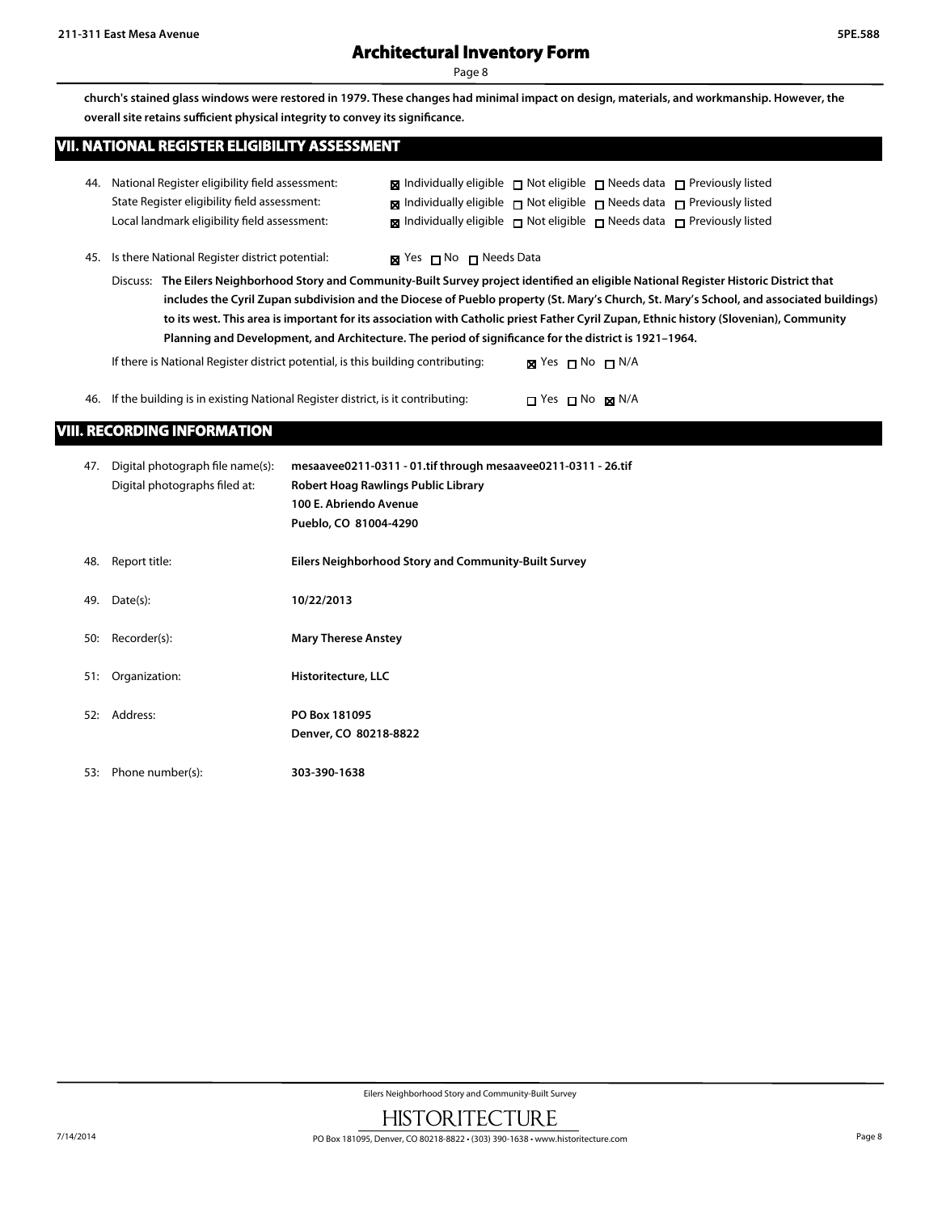**church's stained glass windows were restored in 1979. These changes had minimal impact on design, materials, and workmanship. However, the overall site retains sufficient physical integrity to convey its significance.**

## VII. NATIONAL REGISTER ELIGIBILITY ASSESSMENT

44. National Register eligibility field assessment: ☒ Individually eligible ☐ Not eligible ☐ Needs data ☐ Previously listed
    State Register eligibility field assessment: ☒ Individually eligible ☐ Not eligible ☐ Needs data ☐ Previously listed
    Local landmark eligibility field assessment: ☒ Individually eligible ☐ Not eligible ☐ Needs data ☐ Previously listed

45. Is there National Register district potential: ☒ Yes ☐ No ☐ Needs Data

    Discuss: **The Eilers Neighborhood Story and Community-Built Survey project identified an eligible National Register Historic District that includes the Cyril Zupan subdivision and the Diocese of Pueblo property (St. Mary's Church, St. Mary's School, and associated buildings) to its west. This area is important for its association with Catholic priest Father Cyril Zupan, Ethnic history (Slovenian), Community Planning and Development, and Architecture. The period of significance for the district is 1921–1964.**

    If there is National Register district potential, is this building contributing: ☒ Yes ☐ No ☐ N/A

46. If the building is in existing National Register district, is it contributing: ☐ Yes ☐ No ☒ N/A

## VIII. RECORDING INFORMATION

47. Digital photograph file name(s): **mesaavee0211-0311 - 01.tif through mesaavee0211-0311 - 26.tif**
    Digital photographs filed at: **Robert Hoag Rawlings Public Library**
    **100 E. Abriendo Avenue**
    **Pueblo, CO 81004-4290**

48. Report title: **Eilers Neighborhood Story and Community-Built Survey**

49. Date(s): **10/22/2013**

50. Recorder(s): **Mary Therese Anstey**

51. Organization: **Historitecture, LLC**

52. Address: **PO Box 181095**
    **Denver, CO 80218-8822**

53. Phone number(s): **303-390-1638**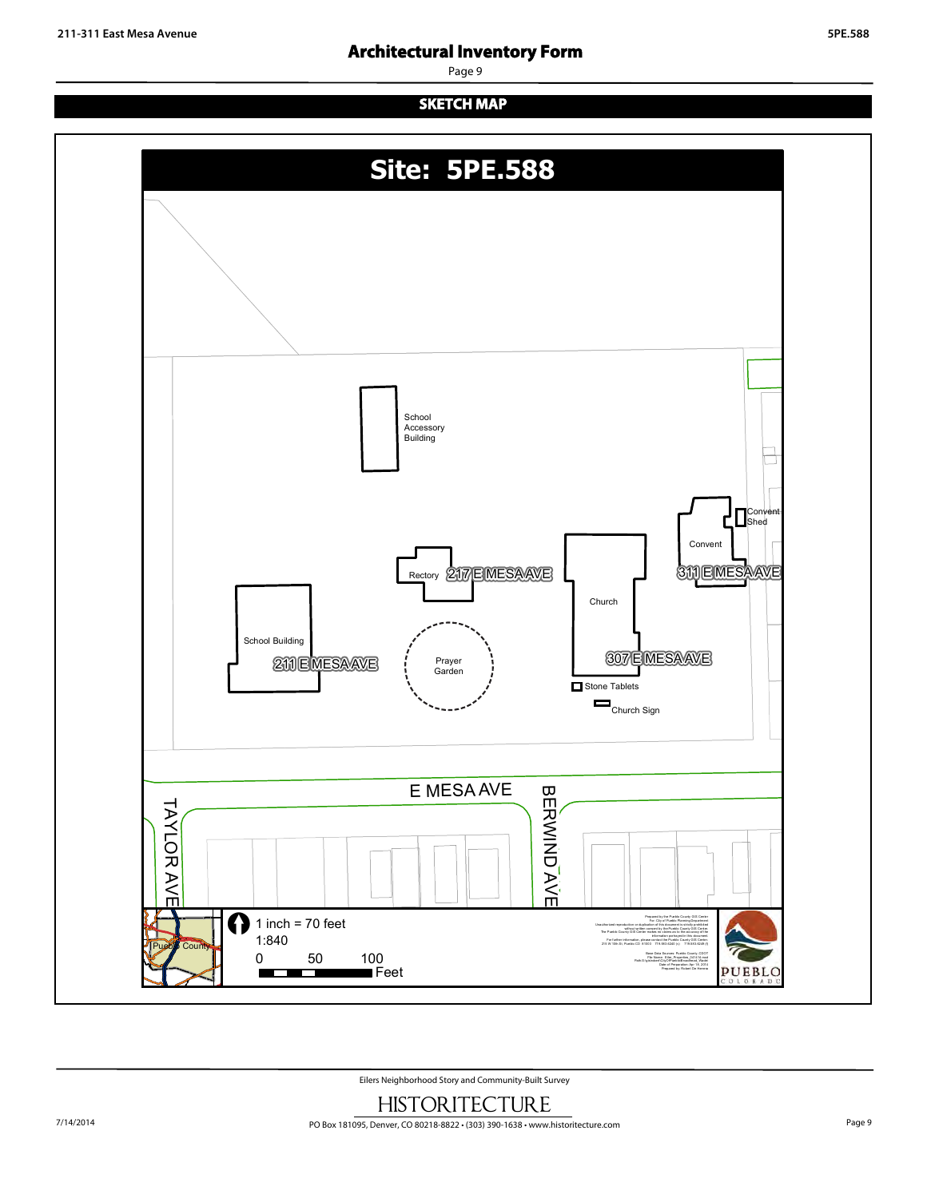## SKETCH MAP

# Site: 5PE.588

School Accessory Building

Convent Shed

Convent

Rectory 217 E MESA AVE

311 E MESA AVE

Church

School Building

211 E MESA AVE

Prayer Garden

307 E MESA AVE

Stone Tablets

Church Sign

E MESA AVE

TAYLOR AVE

BERWIND AVE

Pueblo County

1 inch = 70 feet

1:840

0 50 100 Feet

PUEBLO COLORADO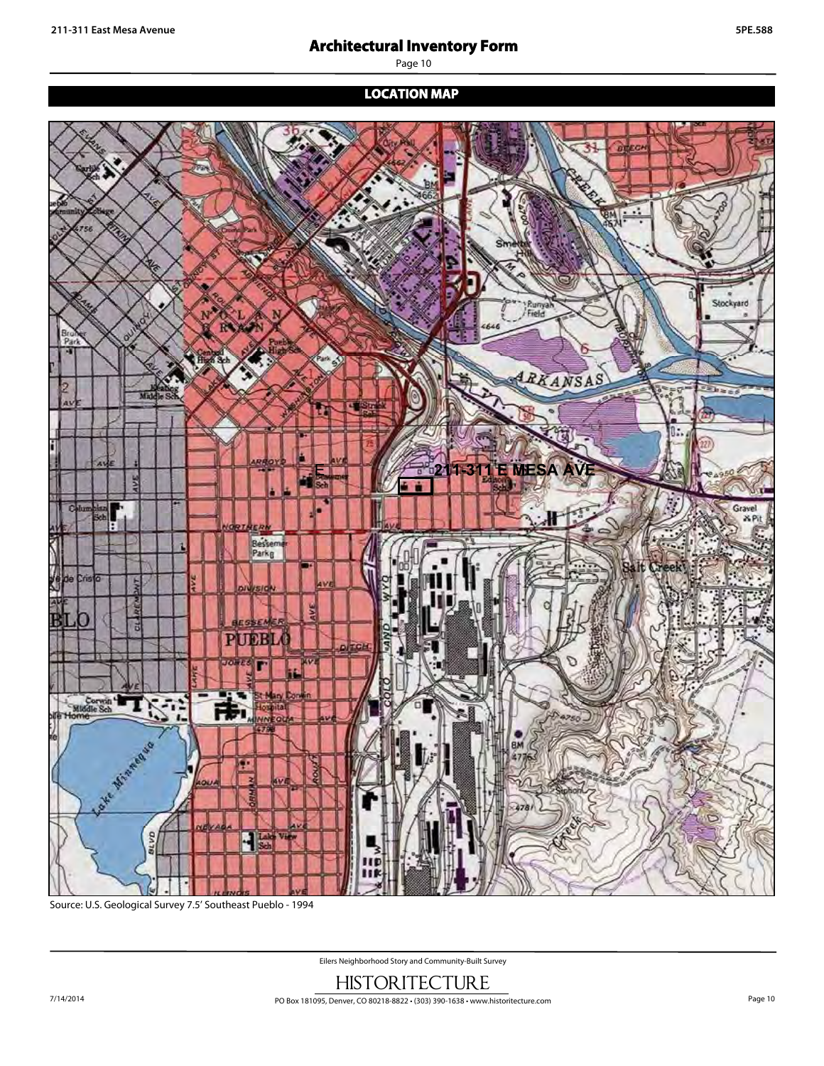## LOCATION MAP

Source: U.S. Geological Survey 7.5' Southeast Pueblo - 1994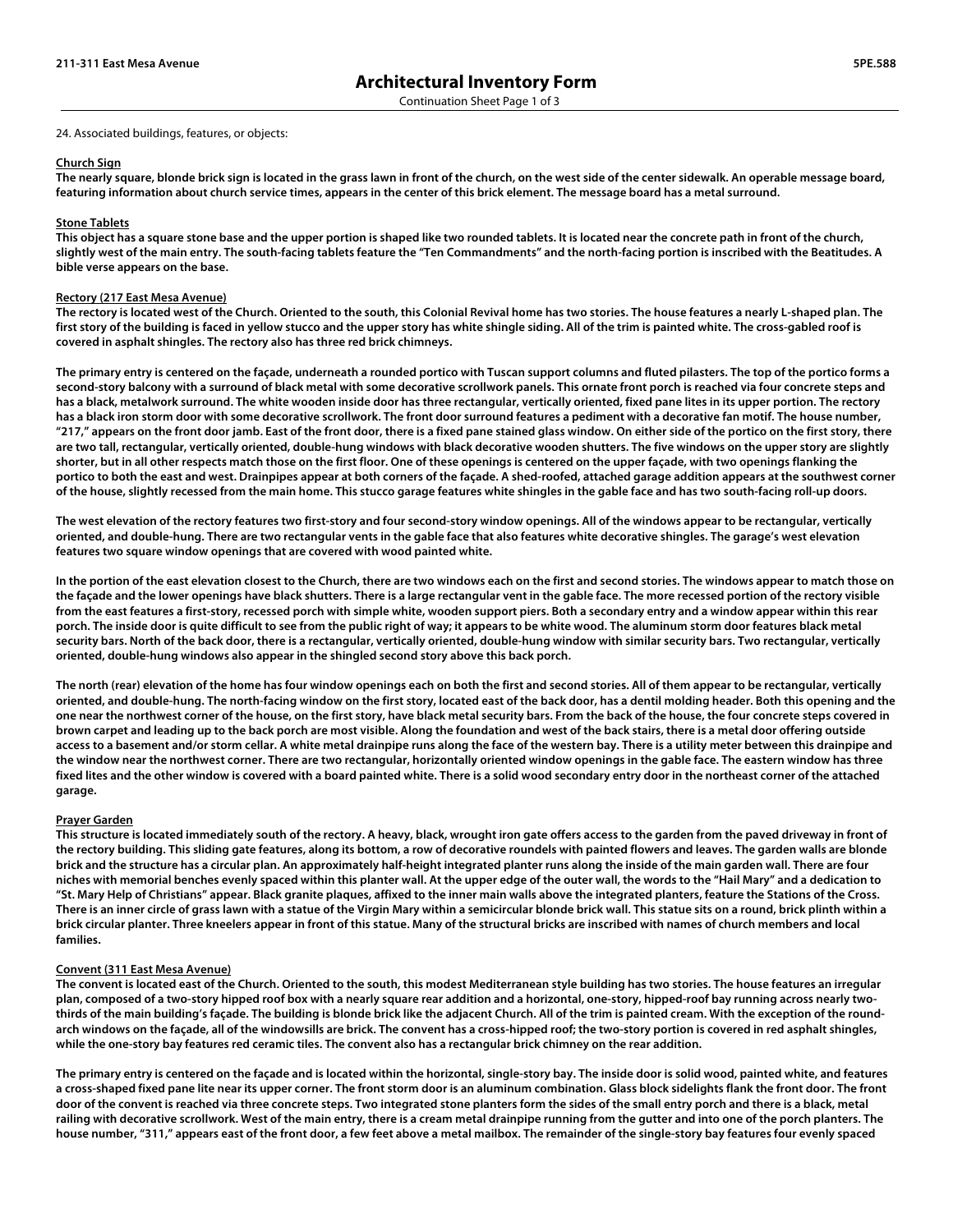# Architectural Inventory Form

Continuation Sheet Page 1 of 3

24. Associated buildings, features, or objects:

**Church Sign**

**The nearly square, blonde brick sign is located in the grass lawn in front of the church, on the west side of the center sidewalk. An operable message board, featuring information about church service times, appears in the center of this brick element. The message board has a metal surround.**

**Stone Tablets**

**This object has a square stone base and the upper portion is shaped like two rounded tablets. It is located near the concrete path in front of the church, slightly west of the main entry. The south-facing tablets feature the "Ten Commandments" and the north-facing portion is inscribed with the Beatitudes. A bible verse appears on the base.**

**Rectory (217 East Mesa Avenue)**

**The rectory is located west of the Church. Oriented to the south, this Colonial Revival home has two stories. The house features a nearly L-shaped plan. The first story of the building is faced in yellow stucco and the upper story has white shingle siding. All of the trim is painted white. The cross-gabled roof is covered in asphalt shingles. The rectory also has three red brick chimneys.**

**The primary entry is centered on the façade, underneath a rounded portico with Tuscan support columns and fluted pilasters. The top of the portico forms a second-story balcony with a surround of black metal with some decorative scrollwork panels. This ornate front porch is reached via four concrete steps and has a black, metalwork surround. The white wooden inside door has three rectangular, vertically oriented, fixed pane lites in its upper portion. The rectory has a black iron storm door with some decorative scrollwork. The front door surround features a pediment with a decorative fan motif. The house number, "217," appears on the front door jamb. East of the front door, there is a fixed pane stained glass window. On either side of the portico on the first story, there are two tall, rectangular, vertically oriented, double-hung windows with black decorative wooden shutters. The five windows on the upper story are slightly shorter, but in all other respects match those on the first floor. One of these openings is centered on the upper façade, with two openings flanking the portico to both the east and west. Drainpipes appear at both corners of the façade. A shed-roofed, attached garage addition appears at the southwest corner of the house, slightly recessed from the main home. This stucco garage features white shingles in the gable face and has two south-facing roll-up doors.**

**The west elevation of the rectory features two first-story and four second-story window openings. All of the windows appear to be rectangular, vertically oriented, and double-hung. There are two rectangular vents in the gable face that also features white decorative shingles. The garage's west elevation features two square window openings that are covered with wood painted white.**

**In the portion of the east elevation closest to the Church, there are two windows each on the first and second stories. The windows appear to match those on the façade and the lower openings have black shutters. There is a large rectangular vent in the gable face. The more recessed portion of the rectory visible from the east features a first-story, recessed porch with simple white, wooden support piers. Both a secondary entry and a window appear within this rear porch. The inside door is quite difficult to see from the public right of way; it appears to be white wood. The aluminum storm door features black metal security bars. North of the back door, there is a rectangular, vertically oriented, double-hung window with similar security bars. Two rectangular, vertically oriented, double-hung windows also appear in the shingled second story above this back porch.**

**The north (rear) elevation of the home has four window openings each on both the first and second stories. All of them appear to be rectangular, vertically oriented, and double-hung. The north-facing window on the first story, located east of the back door, has a dentil molding header. Both this opening and the one near the northwest corner of the house, on the first story, have black metal security bars. From the back of the house, the four concrete steps covered in brown carpet and leading up to the back porch are most visible. Along the foundation and west of the back stairs, there is a metal door offering outside access to a basement and/or storm cellar. A white metal drainpipe runs along the face of the western bay. There is a utility meter between this drainpipe and the window near the northwest corner. There are two rectangular, horizontally oriented window openings in the gable face. The eastern window has three fixed lites and the other window is covered with a board painted white. There is a solid wood secondary entry door in the northeast corner of the attached garage.**

**Prayer Garden**

**This structure is located immediately south of the rectory. A heavy, black, wrought iron gate offers access to the garden from the paved driveway in front of the rectory building. This sliding gate features, along its bottom, a row of decorative roundels with painted flowers and leaves. The garden walls are blonde brick and the structure has a circular plan. An approximately half-height integrated planter runs along the inside of the main garden wall. There are four niches with memorial benches evenly spaced within this planter wall. At the upper edge of the outer wall, the words to the "Hail Mary" and a dedication to "St. Mary Help of Christians" appear. Black granite plaques, affixed to the inner main walls above the integrated planters, feature the Stations of the Cross. There is an inner circle of grass lawn with a statue of the Virgin Mary within a semicircular blonde brick wall. This statue sits on a round, brick plinth within a brick circular planter. Three kneelers appear in front of this statue. Many of the structural bricks are inscribed with names of church members and local families.**

**Convent (311 East Mesa Avenue)**

**The convent is located east of the Church. Oriented to the south, this modest Mediterranean style building has two stories. The house features an irregular plan, composed of a two-story hipped roof box with a nearly square rear addition and a horizontal, one-story, hipped-roof bay running across nearly two-thirds of the main building's façade. The building is blonde brick like the adjacent Church. All of the trim is painted cream. With the exception of the round-arch windows on the façade, all of the windowsills are brick. The convent has a cross-hipped roof; the two-story portion is covered in red asphalt shingles, while the one-story bay features red ceramic tiles. The convent also has a rectangular brick chimney on the rear addition.**

**The primary entry is centered on the façade and is located within the horizontal, single-story bay. The inside door is solid wood, painted white, and features a cross-shaped fixed pane lite near its upper corner. The front storm door is an aluminum combination. Glass block sidelights flank the front door. The front door of the convent is reached via three concrete steps. Two integrated stone planters form the sides of the small entry porch and there is a black, metal railing with decorative scrollwork. West of the main entry, there is a cream metal drainpipe running from the gutter and into one of the porch planters. The house number, "311," appears east of the front door, a few feet above a metal mailbox. The remainder of the single-story bay features four evenly spaced**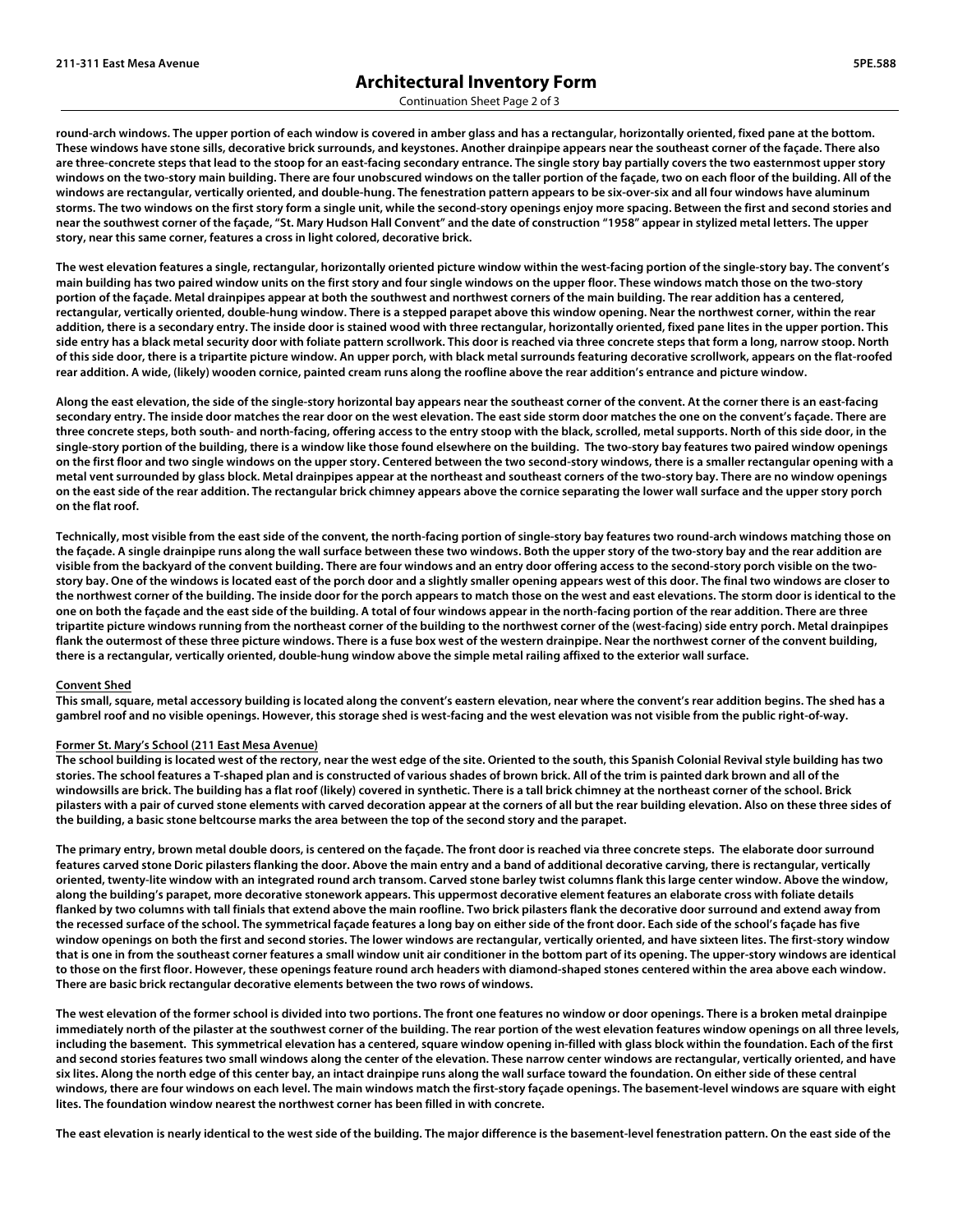# Architectural Inventory Form

Continuation Sheet Page 2 of 3

**round-arch windows. The upper portion of each window is covered in amber glass and has a rectangular, horizontally oriented, fixed pane at the bottom. These windows have stone sills, decorative brick surrounds, and keystones. Another drainpipe appears near the southeast corner of the façade. There also are three-concrete steps that lead to the stoop for an east-facing secondary entrance. The single story bay partially covers the two easternmost upper story windows on the two-story main building. There are four unobscured windows on the taller portion of the façade, two on each floor of the building. All of the windows are rectangular, vertically oriented, and double-hung. The fenestration pattern appears to be six-over-six and all four windows have aluminum storms. The two windows on the first story form a single unit, while the second-story openings enjoy more spacing. Between the first and second stories and near the southwest corner of the façade, "St. Mary Hudson Hall Convent" and the date of construction "1958" appear in stylized metal letters. The upper story, near this same corner, features a cross in light colored, decorative brick.**

**The west elevation features a single, rectangular, horizontally oriented picture window within the west-facing portion of the single-story bay. The convent's main building has two paired window units on the first story and four single windows on the upper floor. These windows match those on the two-story portion of the façade. Metal drainpipes appear at both the southwest and northwest corners of the main building. The rear addition has a centered, rectangular, vertically oriented, double-hung window. There is a stepped parapet above this window opening. Near the northwest corner, within the rear addition, there is a secondary entry. The inside door is stained wood with three rectangular, horizontally oriented, fixed pane lites in the upper portion. This side entry has a black metal security door with foliate pattern scrollwork. This door is reached via three concrete steps that form a long, narrow stoop. North of this side door, there is a tripartite picture window. An upper porch, with black metal surrounds featuring decorative scrollwork, appears on the flat-roofed rear addition. A wide, (likely) wooden cornice, painted cream runs along the roofline above the rear addition's entrance and picture window.**

**Along the east elevation, the side of the single-story horizontal bay appears near the southeast corner of the convent. At the corner there is an east-facing secondary entry. The inside door matches the rear door on the west elevation. The east side storm door matches the one on the convent's façade. There are three concrete steps, both south- and north-facing, offering access to the entry stoop with the black, scrolled, metal supports. North of this side door, in the single-story portion of the building, there is a window like those found elsewhere on the building. The two-story bay features two paired window openings on the first floor and two single windows on the upper story. Centered between the two second-story windows, there is a smaller rectangular opening with a metal vent surrounded by glass block. Metal drainpipes appear at the northeast and southeast corners of the two-story bay. There are no window openings on the east side of the rear addition. The rectangular brick chimney appears above the cornice separating the lower wall surface and the upper story porch on the flat roof.**

**Technically, most visible from the east side of the convent, the north-facing portion of single-story bay features two round-arch windows matching those on the façade. A single drainpipe runs along the wall surface between these two windows. Both the upper story of the two-story bay and the rear addition are visible from the backyard of the convent building. There are four windows and an entry door offering access to the second-story porch visible on the two-story bay. One of the windows is located east of the porch door and a slightly smaller opening appears west of this door. The final two windows are closer to the northwest corner of the building. The inside door for the porch appears to match those on the west and east elevations. The storm door is identical to the one on both the façade and the east side of the building. A total of four windows appear in the north-facing portion of the rear addition. There are three tripartite picture windows running from the northeast corner of the building to the northwest corner of the (west-facing) side entry porch. Metal drainpipes flank the outermost of these three picture windows. There is a fuse box west of the western drainpipe. Near the northwest corner of the convent building, there is a rectangular, vertically oriented, double-hung window above the simple metal railing affixed to the exterior wall surface.**

**Convent Shed**

**This small, square, metal accessory building is located along the convent's eastern elevation, near where the convent's rear addition begins. The shed has a gambrel roof and no visible openings. However, this storage shed is west-facing and the west elevation was not visible from the public right-of-way.**

**Former St. Mary's School (211 East Mesa Avenue)**

**The school building is located west of the rectory, near the west edge of the site. Oriented to the south, this Spanish Colonial Revival style building has two stories. The school features a T-shaped plan and is constructed of various shades of brown brick. All of the trim is painted dark brown and all of the windowsills are brick. The building has a flat roof (likely) covered in synthetic. There is a tall brick chimney at the northeast corner of the school. Brick pilasters with a pair of curved stone elements with carved decoration appear at the corners of all but the rear building elevation. Also on these three sides of the building, a basic stone beltcourse marks the area between the top of the second story and the parapet.**

**The primary entry, brown metal double doors, is centered on the façade. The front door is reached via three concrete steps. The elaborate door surround features carved stone Doric pilasters flanking the door. Above the main entry and a band of additional decorative carving, there is rectangular, vertically oriented, twenty-lite window with an integrated round arch transom. Carved stone barley twist columns flank this large center window. Above the window, along the building's parapet, more decorative stonework appears. This uppermost decorative element features an elaborate cross with foliate details flanked by two columns with tall finials that extend above the main roofline. Two brick pilasters flank the decorative door surround and extend away from the recessed surface of the school. The symmetrical façade features a long bay on either side of the front door. Each side of the school's façade has five window openings on both the first and second stories. The lower windows are rectangular, vertically oriented, and have sixteen lites. The first-story window that is one in from the southeast corner features a small window unit air conditioner in the bottom part of its opening. The upper-story windows are identical to those on the first floor. However, these openings feature round arch headers with diamond-shaped stones centered within the area above each window. There are basic brick rectangular decorative elements between the two rows of windows.**

**The west elevation of the former school is divided into two portions. The front one features no window or door openings. There is a broken metal drainpipe immediately north of the pilaster at the southwest corner of the building. The rear portion of the west elevation features window openings on all three levels, including the basement. This symmetrical elevation has a centered, square window opening in-filled with glass block within the foundation. Each of the first and second stories features two small windows along the center of the elevation. These narrow center windows are rectangular, vertically oriented, and have six lites. Along the north edge of this center bay, an intact drainpipe runs along the wall surface toward the foundation. On either side of these central windows, there are four windows on each level. The main windows match the first-story façade openings. The basement-level windows are square with eight lites. The foundation window nearest the northwest corner has been filled in with concrete.**

**The east elevation is nearly identical to the west side of the building. The major difference is the basement-level fenestration pattern. On the east side of the**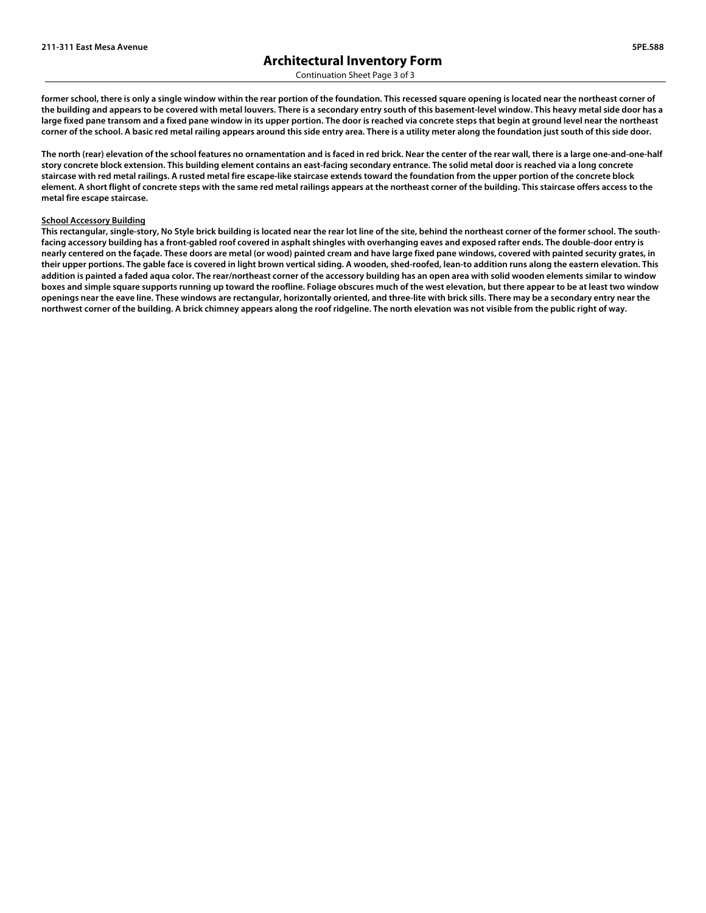former school, there is only a single window within the rear portion of the foundation. This recessed square opening is located near the northeast corner of the building and appears to be covered with metal louvers. There is a secondary entry south of this basement-level window. This heavy metal side door has a large fixed pane transom and a fixed pane window in its upper portion. The door is reached via concrete steps that begin at ground level near the northeast corner of the school. A basic red metal railing appears around this side entry area. There is a utility meter along the foundation just south of this side door.

The north (rear) elevation of the school features no ornamentation and is faced in red brick. Near the center of the rear wall, there is a large one-and-one-half story concrete block extension. This building element contains an east-facing secondary entrance. The solid metal door is reached via a long concrete staircase with red metal railings. A rusted metal fire escape-like staircase extends toward the foundation from the upper portion of the concrete block element. A short flight of concrete steps with the same red metal railings appears at the northeast corner of the building. This staircase offers access to the metal fire escape staircase.

**School Accessory Building**

This rectangular, single-story, No Style brick building is located near the rear lot line of the site, behind the northeast corner of the former school. The south-facing accessory building has a front-gabled roof covered in asphalt shingles with overhanging eaves and exposed rafter ends. The double-door entry is nearly centered on the façade. These doors are metal (or wood) painted cream and have large fixed pane windows, covered with painted security grates, in their upper portions. The gable face is covered in light brown vertical siding. A wooden, shed-roofed, lean-to addition runs along the eastern elevation. This addition is painted a faded aqua color. The rear/northeast corner of the accessory building has an open area with solid wooden elements similar to window boxes and simple square supports running up toward the roofline. Foliage obscures much of the west elevation, but there appear to be at least two window openings near the eave line. These windows are rectangular, horizontally oriented, and three-lite with brick sills. There may be a secondary entry near the northwest corner of the building. A brick chimney appears along the roof ridgeline. The north elevation was not visible from the public right of way.